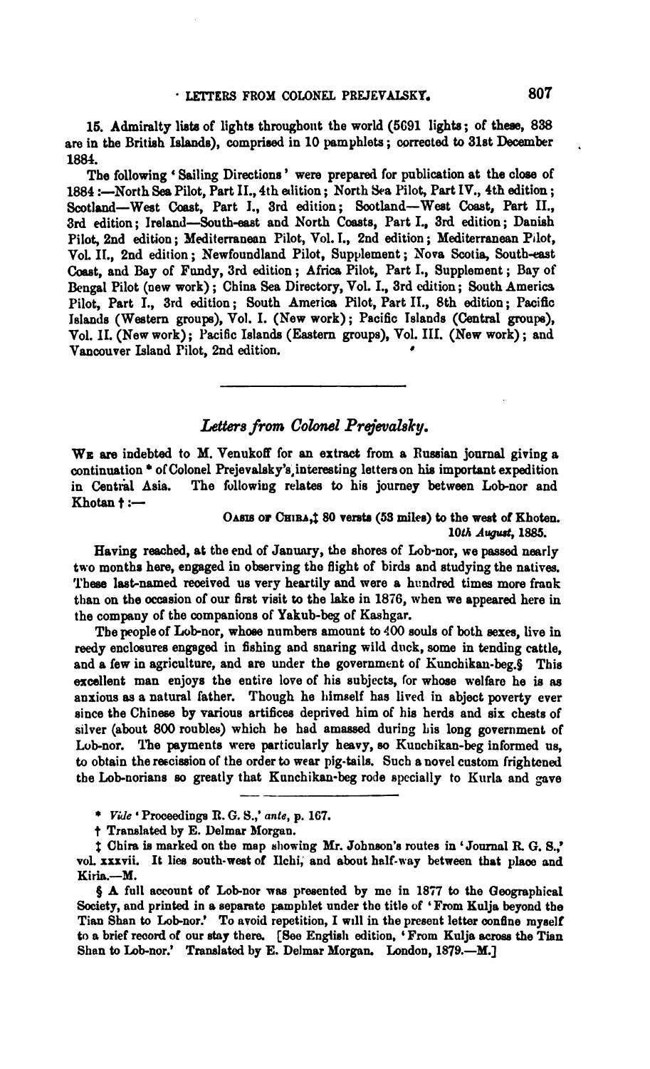15. Admiralty lists of lights throughout the world (5691 lights; of these, 838 are in the British Islands), comprised in 10 pamphlets; corrected to 31st December 1884.

The following 'Sailing Directions' were prepared for publication at the close of 1884:—North Sea Pilot, Part II., 4th edition; North Sea Pilot, Part IV., 4th edition; Scotland—West Coast, Part I., 3rd edition; Scotland—West Coast, Part II., 3rd edition; Ireland—South-east and North Coasts, Part I., 3rd edition; Danish Pilot, 2nd edition; Mediterranean Pilot, Vol. I., 2nd edition; Mediterranean Pilot, Vol. II., 2nd edition; Newfoundland Pilot, Supplement; Nova Scotia, South-east Coast, and Bay of Fundy, 3rd edition; Africa Pilot, Part I., Supplement; Bay of Bengal Pilot (new work); China Sea Directory, Vol. I., 3rd edition; South America Pilot, Part I., 3rd edition; South America Pilot, Part II., 8th edition; Pacific Islands (Western groups), Vol. I. (New work); Pacific Islands (Central groups), Vol. II. (New work); Pacific Islands (Eastern groups), Vol. III. (New work); and Vancouver Island Pilot, 2nd edition.

---

## *Letters from Colonel Prejevalsky.*

We are indebted to M. Venukoff for an extract from a Russian journal giving a continuation * of Colonel Prejevalsky's interesting letters on his important expedition in Central Asia. The following relates to his journey between Lob-nor and Khotan †:—

Oasis of Chira,‡ 80 versts (53 miles) to the west of Khoten.
*10th August*, 1885.

Having reached, at the end of January, the shores of Lob-nor, we passed nearly two months here, engaged in observing the flight of birds and studying the natives. These last-named received us very heartily and were a hundred times more frank than on the occasion of our first visit to the lake in 1876, when we appeared here in the company of the companions of Yakub-beg of Kashgar.

The people of Lob-nor, whose numbers amount to 400 souls of both sexes, live in reedy enclosures engaged in fishing and snaring wild duck, some in tending cattle, and a few in agriculture, and are under the government of Kunchikan-beg.§ This excellent man enjoys the entire love of his subjects, for whose welfare he is as anxious as a natural father. Though he himself has lived in abject poverty ever since the Chinese by various artifices deprived him of his herds and six chests of silver (about 800 roubles) which he had amassed during his long government of Lob-nor. The payments were particularly heavy, so Kunchikan-beg informed us, to obtain the rescission of the order to wear pig-tails. Such a novel custom frightened the Lob-norians so greatly that Kunchikan-beg rode specially to Kurla and gave

---

* *Vide* 'Proceedings R. G. S.,' *ante*, p. 167.

† Translated by E. Delmar Morgan.

‡ Chira is marked on the map showing Mr. Johnson's routes in 'Journal R. G. S.,' vol. xxxvii. It lies south-west of Ilchi, and about half-way between that place and Kiria.—M.

§ A full account of Lob-nor was presented by me in 1877 to the Geographical Society, and printed in a separate pamphlet under the title of 'From Kulja beyond the Tian Shan to Lob-nor.' To avoid repetition, I will in the present letter confine myself to a brief record of our stay there. [See English edition, 'From Kulja across the Tian Shan to Lob-nor.' Translated by E. Delmar Morgan. London, 1879.—M.]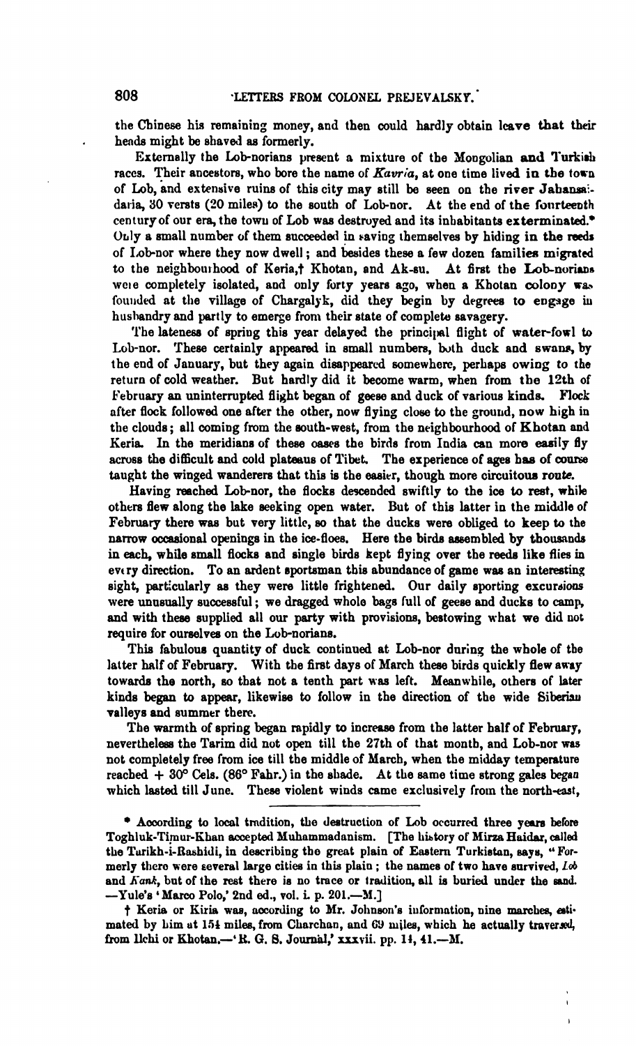the Chinese his remaining money, and then could hardly obtain leave that their heads might be shaved as formerly.

Externally the Lob-norians present a mixture of the Mongolian and Turkish races. Their ancestors, who bore the name of *Kavria*, at one time lived in the town of Lob, and extensive ruins of this city may still be seen on the river Jabansai-daria, 30 versts (20 miles) to the south of Lob-nor. At the end of the fourteenth century of our era, the town of Lob was destroyed and its inhabitants exterminated.* Only a small number of them succeeded in saving themselves by hiding in the reeds of Lob-nor where they now dwell; and besides these a few dozen families migrated to the neighbourhood of Keria,† Khotan, and Ak-su. At first the Lob-norians were completely isolated, and only forty years ago, when a Khotan colony was founded at the village of Chargalyk, did they begin by degrees to engage in husbandry and partly to emerge from their state of complete savagery.

The lateness of spring this year delayed the principal flight of water-fowl to Lob-nor. These certainly appeared in small numbers, both duck and swans, by the end of January, but they again disappeared somewhere, perhaps owing to the return of cold weather. But hardly did it become warm, when from the 12th of February an uninterrupted flight began of geese and duck of various kinds. Flock after flock followed one after the other, now flying close to the ground, now high in the clouds; all coming from the south-west, from the neighbourhood of Khotan and Keria. In the meridians of these oases the birds from India can more easily fly across the difficult and cold plateaus of Tibet. The experience of ages has of course taught the winged wanderers that this is the easier, though more circuitous route.

Having reached Lob-nor, the flocks descended swiftly to the ice to rest, while others flew along the lake seeking open water. But of this latter in the middle of February there was but very little, so that the ducks were obliged to keep to the narrow occasional openings in the ice-floes. Here the birds assembled by thousands in each, while small flocks and single birds kept flying over the reeds like flies in every direction. To an ardent sportsman this abundance of game was an interesting sight, particularly as they were little frightened. Our daily sporting excursions were unusually successful; we dragged whole bags full of geese and ducks to camp, and with these supplied all our party with provisions, bestowing what we did not require for ourselves on the Lob-norians.

This fabulous quantity of duck continued at Lob-nor during the whole of the latter half of February. With the first days of March these birds quickly flew away towards the north, so that not a tenth part was left. Meanwhile, others of later kinds began to appear, likewise to follow in the direction of the wide Siberian valleys and summer there.

The warmth of spring began rapidly to increase from the latter half of February, nevertheless the Tarim did not open till the 27th of that month, and Lob-nor was not completely free from ice till the middle of March, when the midday temperature reached + 30° Cels. (86° Fahr.) in the shade. At the same time strong gales began which lasted till June. These violent winds came exclusively from the north-east,

---

\* According to local tradition, the destruction of Lob occurred three years before Toghluk-Timur-Khan accepted Muhammadanism. [The history of Mirza Haidar, called the Tarikh-i-Rashidi, in describing the great plain of Eastern Turkistan, says, "Formerly there were several large cities in this plain; the names of two have survived, *Lob* and *Kank*, but of the rest there is no trace or tradition, all is buried under the sand. —Yule's 'Marco Polo,' 2nd ed., vol. i. p. 201.—M.]

† Keria or Kiria was, according to Mr. Johnson's information, nine marches, estimated by him at 154 miles, from Charchan, and 69 miles, which he actually traversed, from Ilchi or Khotan.—'R. G. S. Journal,' xxxvii. pp. 14, 41.—M.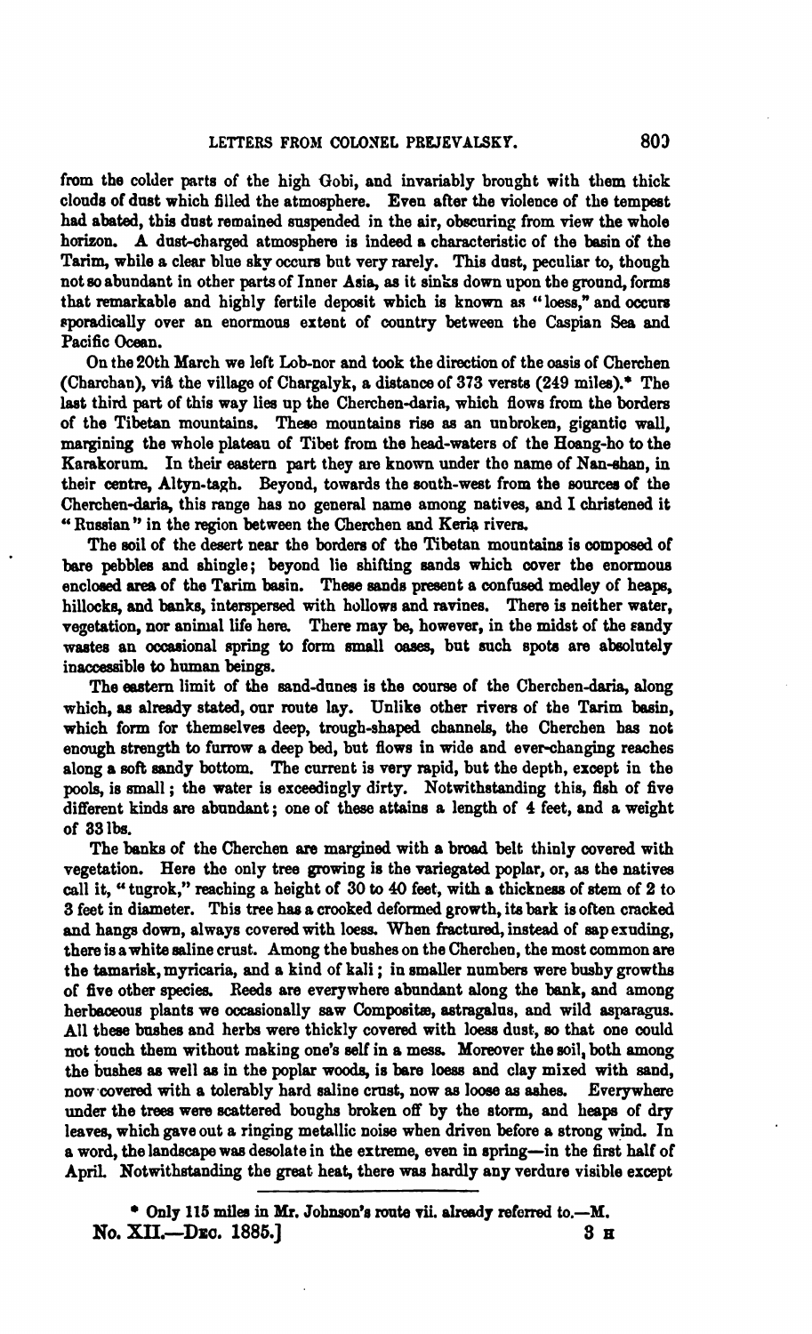from the colder parts of the high Gobi, and invariably brought with them thick clouds of dust which filled the atmosphere. Even after the violence of the tempest had abated, this dust remained suspended in the air, obscuring from view the whole horizon. A dust-charged atmosphere is indeed a characteristic of the basin of the Tarim, while a clear blue sky occurs but very rarely. This dust, peculiar to, though not so abundant in other parts of Inner Asia, as it sinks down upon the ground, forms that remarkable and highly fertile deposit which is known as "loess," and occurs sporadically over an enormous extent of country between the Caspian Sea and Pacific Ocean.

On the 20th March we left Lob-nor and took the direction of the oasis of Cherchen (Charchan), viâ the village of Chargalyk, a distance of 373 versts (249 miles).* The last third part of this way lies up the Cherchen-daria, which flows from the borders of the Tibetan mountains. These mountains rise as an unbroken, gigantic wall, margining the whole plateau of Tibet from the head-waters of the Hoang-ho to the Karakorum. In their eastern part they are known under the name of Nan-shan, in their centre, Altyn-tagh. Beyond, towards the south-west from the sources of the Cherchen-daria, this range has no general name among natives, and I christened it "Russian" in the region between the Cherchen and Keria rivers.

The soil of the desert near the borders of the Tibetan mountains is composed of bare pebbles and shingle; beyond lie shifting sands which cover the enormous enclosed area of the Tarim basin. These sands present a confused medley of heaps, hillocks, and banks, interspersed with hollows and ravines. There is neither water, vegetation, nor animal life here. There may be, however, in the midst of the sandy wastes an occasional spring to form small oases, but such spots are absolutely inaccessible to human beings.

The eastern limit of the sand-dunes is the course of the Cherchen-daria, along which, as already stated, our route lay. Unlike other rivers of the Tarim basin, which form for themselves deep, trough-shaped channels, the Cherchen has not enough strength to furrow a deep bed, but flows in wide and ever-changing reaches along a soft sandy bottom. The current is very rapid, but the depth, except in the pools, is small; the water is exceedingly dirty. Notwithstanding this, fish of five different kinds are abundant; one of these attains a length of 4 feet, and a weight of 33 lbs.

The banks of the Cherchen are margined with a broad belt thinly covered with vegetation. Here the only tree growing is the variegated poplar, or, as the natives call it, "tugrok," reaching a height of 30 to 40 feet, with a thickness of stem of 2 to 3 feet in diameter. This tree has a crooked deformed growth, its bark is often cracked and hangs down, always covered with loess. When fractured, instead of sap exuding, there is a white saline crust. Among the bushes on the Cherchen, the most common are the tamarisk, myricaria, and a kind of kali; in smaller numbers were bushy growths of five other species. Reeds are everywhere abundant along the bank, and among herbaceous plants we occasionally saw Compositæ, astragalus, and wild asparagus. All these bushes and herbs were thickly covered with loess dust, so that one could not touch them without making one's self in a mess. Moreover the soil, both among the bushes as well as in the poplar woods, is bare loess and clay mixed with sand, now covered with a tolerably hard saline crust, now as loose as ashes. Everywhere under the trees were scattered boughs broken off by the storm, and heaps of dry leaves, which gave out a ringing metallic noise when driven before a strong wind. In a word, the landscape was desolate in the extreme, even in spring—in the first half of April. Notwithstanding the great heat, there was hardly any verdure visible except

* Only 115 miles in Mr. Johnson's route vii. already referred to.—M.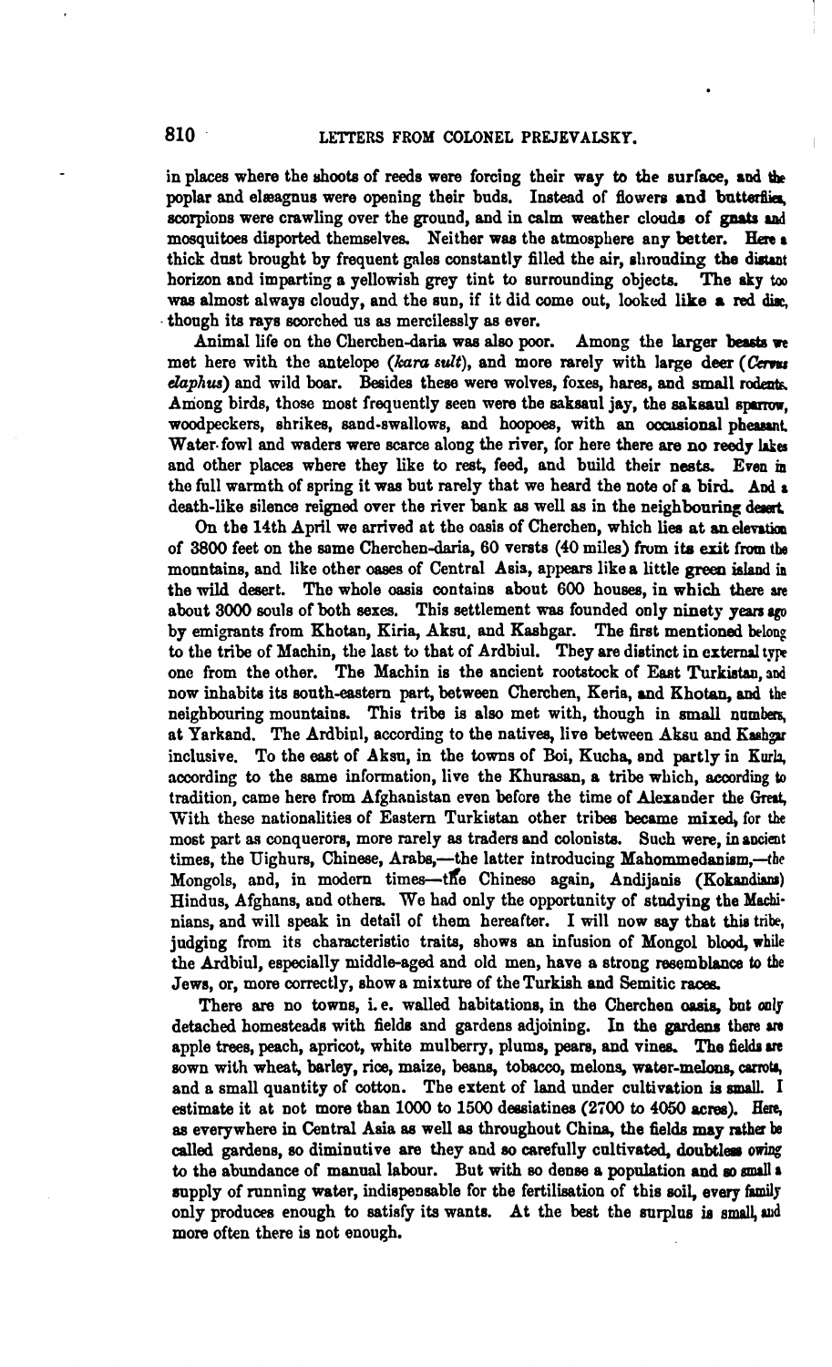in places where the shoots of reeds were forcing their way to the surface, and the poplar and elæagnus were opening their buds. Instead of flowers and butterflies, scorpions were crawling over the ground, and in calm weather clouds of gnats and mosquitoes disported themselves. Neither was the atmosphere any better. Here a thick dust brought by frequent gales constantly filled the air, shrouding the distant horizon and imparting a yellowish grey tint to surrounding objects. The sky too was almost always cloudy, and the sun, if it did come out, looked like a red disc, though its rays scorched us as mercilessly as ever.

Animal life on the Cherchen-daria was also poor. Among the larger beasts we met here with the antelope (*kara sult*), and more rarely with large deer (*Cervus elaphus*) and wild boar. Besides these were wolves, foxes, hares, and small rodents. Among birds, those most frequently seen were the saksaul jay, the saksaul sparrow, woodpeckers, shrikes, sand-swallows, and hoopoes, with an occasional pheasant. Water-fowl and waders were scarce along the river, for here there are no reedy lakes and other places where they like to rest, feed, and build their nests. Even in the full warmth of spring it was but rarely that we heard the note of a bird. And a death-like silence reigned over the river bank as well as in the neighbouring desert.

On the 14th April we arrived at the oasis of Cherchen, which lies at an elevation of 3800 feet on the same Cherchen-daria, 60 versts (40 miles) from its exit from the mountains, and like other oases of Central Asia, appears like a little green island in the wild desert. The whole oasis contains about 600 houses, in which there are about 3000 souls of both sexes. This settlement was founded only ninety years ago by emigrants from Khotan, Kiria, Aksu, and Kashgar. The first mentioned belong to the tribe of Machin, the last to that of Ardbiul. They are distinct in external type one from the other. The Machin is the ancient rootstock of East Turkistan, and now inhabits its south-eastern part, between Cherchen, Keria, and Khotan, and the neighbouring mountains. This tribe is also met with, though in small numbers, at Yarkand. The Ardbiul, according to the natives, live between Aksu and Kashgar inclusive. To the east of Aksu, in the towns of Boi, Kucha, and partly in Kurla, according to the same information, live the Khurasan, a tribe which, according to tradition, came here from Afghanistan even before the time of Alexander the Great. With these nationalities of Eastern Turkistan other tribes became mixed, for the most part as conquerors, more rarely as traders and colonists. Such were, in ancient times, the Uighurs, Chinese, Arabs,—the latter introducing Mahommedanism,—the Mongols, and, in modern times—the Chinese again, Andijanis (Kokandians) Hindus, Afghans, and others. We had only the opportunity of studying the Machinians, and will speak in detail of them hereafter. I will now say that this tribe, judging from its characteristic traits, shows an infusion of Mongol blood, while the Ardbiul, especially middle-aged and old men, have a strong resemblance to the Jews, or, more correctly, show a mixture of the Turkish and Semitic races.

There are no towns, i. e. walled habitations, in the Cherchen oasis, but only detached homesteads with fields and gardens adjoining. In the gardens there are apple trees, peach, apricot, white mulberry, plums, pears, and vines. The fields are sown with wheat, barley, rice, maize, beans, tobacco, melons, water-melons, carrots, and a small quantity of cotton. The extent of land under cultivation is small. I estimate it at not more than 1000 to 1500 dessiatines (2700 to 4050 acres). Here, as everywhere in Central Asia as well as throughout China, the fields may rather be called gardens, so diminutive are they and so carefully cultivated, doubtless owing to the abundance of manual labour. But with so dense a population and so small a supply of running water, indispensable for the fertilisation of this soil, every family only produces enough to satisfy its wants. At the best the surplus is small, and more often there is not enough.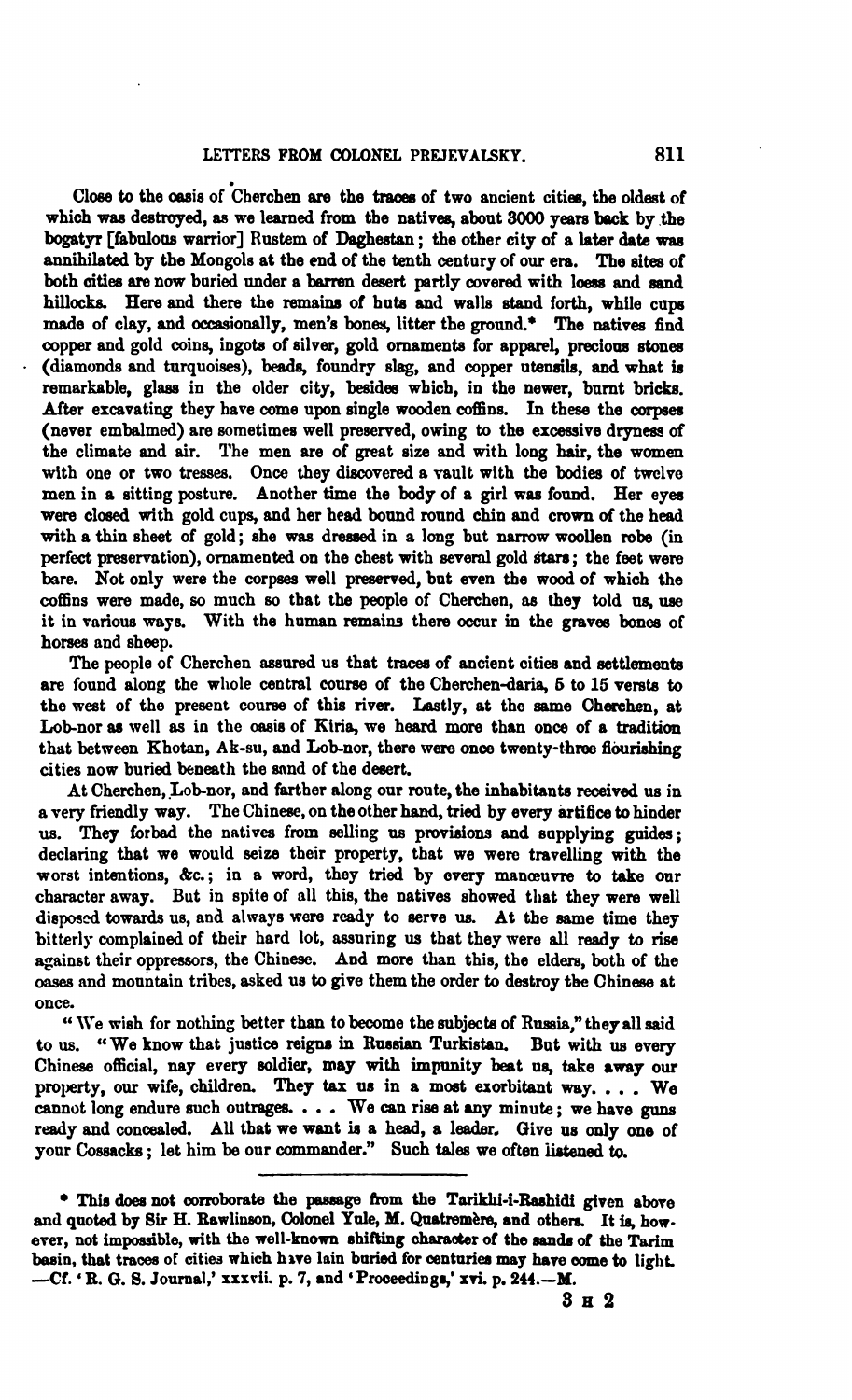Close to the oasis of Cherchen are the traces of two ancient cities, the oldest of which was destroyed, as we learned from the natives, about 3000 years back by the bogatyr [fabulous warrior] Rustem of Daghestan; the other city of a later date was annihilated by the Mongols at the end of the tenth century of our era. The sites of both cities are now buried under a barren desert partly covered with loess and sand hillocks. Here and there the remains of huts and walls stand forth, while cups made of clay, and occasionally, men's bones, litter the ground.* The natives find copper and gold coins, ingots of silver, gold ornaments for apparel, precious stones (diamonds and turquoises), beads, foundry slag, and copper utensils, and what is remarkable, glass in the older city, besides which, in the newer, burnt bricks. After excavating they have come upon single wooden coffins. In these the corpses (never embalmed) are sometimes well preserved, owing to the excessive dryness of the climate and air. The men are of great size and with long hair, the women with one or two tresses. Once they discovered a vault with the bodies of twelve men in a sitting posture. Another time the body of a girl was found. Her eyes were closed with gold cups, and her head bound round chin and crown of the head with a thin sheet of gold; she was dressed in a long but narrow woollen robe (in perfect preservation), ornamented on the chest with several gold stars; the feet were bare. Not only were the corpses well preserved, but even the wood of which the coffins were made, so much so that the people of Cherchen, as they told us, use it in various ways. With the human remains there occur in the graves bones of horses and sheep.

The people of Cherchen assured us that traces of ancient cities and settlements are found along the whole central course of the Cherchen-daria, 5 to 15 versts to the west of the present course of this river. Lastly, at the same Cherchen, at Lob-nor as well as in the oasis of Kiria, we heard more than once of a tradition that between Khotan, Ak-su, and Lob-nor, there were once twenty-three flourishing cities now buried beneath the sand of the desert.

At Cherchen, Lob-nor, and farther along our route, the inhabitants received us in a very friendly way. The Chinese, on the other hand, tried by every artifice to hinder us. They forbad the natives from selling us provisions and supplying guides; declaring that we would seize their property, that we were travelling with the worst intentions, &c.; in a word, they tried by every manœuvre to take our character away. But in spite of all this, the natives showed that they were well disposed towards us, and always were ready to serve us. At the same time they bitterly complained of their hard lot, assuring us that they were all ready to rise against their oppressors, the Chinese. And more than this, the elders, both of the oases and mountain tribes, asked us to give them the order to destroy the Chinese at once.

"We wish for nothing better than to become the subjects of Russia," they all said to us. "We know that justice reigns in Russian Turkistan. But with us every Chinese official, nay every soldier, may with impunity beat us, take away our property, our wife, children. They tax us in a most exorbitant way. . . . We cannot long endure such outrages. . . . We can rise at any minute; we have guns ready and concealed. All that we want is a head, a leader. Give us only one of your Cossacks; let him be our commander." Such tales we often listened to.

---

\* This does not corroborate the passage from the Tarikhi-i-Rashidi given above and quoted by Sir H. Rawlinson, Colonel Yule, M. Quatremère, and others. It is, however, not impossible, with the well-known shifting character of the sands of the Tarim basin, that traces of cities which have lain buried for centuries may have come to light. —Cf. 'R. G. S. Journal,' xxxvii. p. 7, and 'Proceedings,' xvi. p. 244.—M.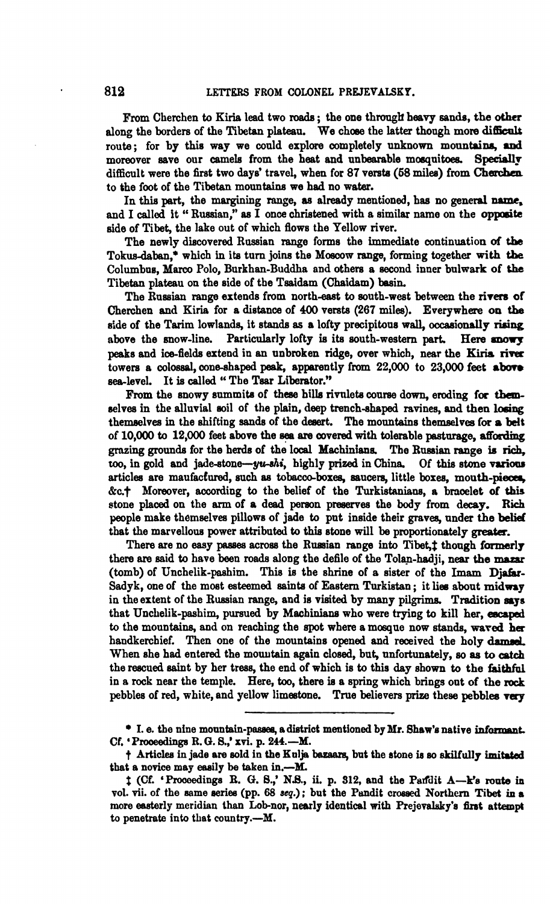From Cherchen to Kiria lead two roads; the one through heavy sands, the other along the borders of the Tibetan plateau. We chose the latter though more difficult route; for by this way we could explore completely unknown mountains, and moreover save our camels from the heat and unbearable mosquitoes. Specially difficult were the first two days' travel, when for 87 versts (58 miles) from Cherchen to the foot of the Tibetan mountains we had no water.

In this part, the margining range, as already mentioned, has no general name, and I called it "Russian," as I once christened with a similar name on the opposite side of Tibet, the lake out of which flows the Yellow river.

The newly discovered Russian range forms the immediate continuation of the Tokus-daban,* which in its turn joins the Moscow range, forming together with the Columbus, Marco Polo, Burkhan-Buddha and others a second inner bulwark of the Tibetan plateau on the side of the Tsaidam (Chaidam) basin.

The Russian range extends from north-east to south-west between the rivers of Cherchen and Kiria for a distance of 400 versts (267 miles). Everywhere on the side of the Tarim lowlands, it stands as a lofty precipitous wall, occasionally rising above the snow-line. Particularly lofty is its south-western part. Here snowy peaks and ice-fields extend in an unbroken ridge, over which, near the Kiria river towers a colossal, cone-shaped peak, apparently from 22,000 to 23,000 feet above sea-level. It is called "The Tsar Liberator."

From the snowy summits of these hills rivulets course down, eroding for themselves in the alluvial soil of the plain, deep trench-shaped ravines, and then losing themselves in the shifting sands of the desert. The mountains themselves for a belt of 10,000 to 12,000 feet above the sea are covered with tolerable pasturage, affording grazing grounds for the herds of the local Machinians. The Russian range is rich, too, in gold and jade-stone—*yu-shi*, highly prized in China. Of this stone various articles are maufactured, such as tobacco-boxes, saucers, little boxes, mouth-pieces, &c.† Moreover, according to the belief of the Turkistanians, a bracelet of this stone placed on the arm of a dead person preserves the body from decay. Rich people make themselves pillows of jade to put inside their graves, under the belief that the marvellous power attributed to this stone will be proportionately greater.

There are no easy passes across the Russian range into Tibet,‡ though formerly there are said to have been roads along the defile of the Tolan-hadji, near the mazar (tomb) of Unchelik-pashim. This is the shrine of a sister of the Imam Djafar-Sadyk, one of the most esteemed saints of Eastern Turkistan; it lies about midway in the extent of the Russian range, and is visited by many pilgrims. Tradition says that Unchelik-pashim, pursued by Machinians who were trying to kill her, escaped to the mountains, and on reaching the spot where a mosque now stands, waved her handkerchief. Then one of the mountains opened and received the holy damsel. When she had entered the mountain again closed, but, unfortunately, so as to catch the rescued saint by her tress, the end of which is to this day shown to the faithful in a rock near the temple. Here, too, there is a spring which brings out of the rock pebbles of red, white, and yellow limestone. True believers prize these pebbles very

---

\* I. e. the nine mountain-passes, a district mentioned by Mr. Shaw's native informant. Cf. 'Proceedings R. G. S.,' xvi. p. 244.—M.

† Articles in jade are sold in the Kulja bazaars, but the stone is so skilfully imitated that a novice may easily be taken in.—M.

‡ (Cf. 'Proceedings R. G. S.,' N.S., ii. p. 312, and the Pandit A—k's route in vol. vii. of the same series (pp. 68 *seq.*); but the Pandit crossed Northern Tibet in a more easterly meridian than Lob-nor, nearly identical with Prejevalsky's first attempt to penetrate into that country.—M.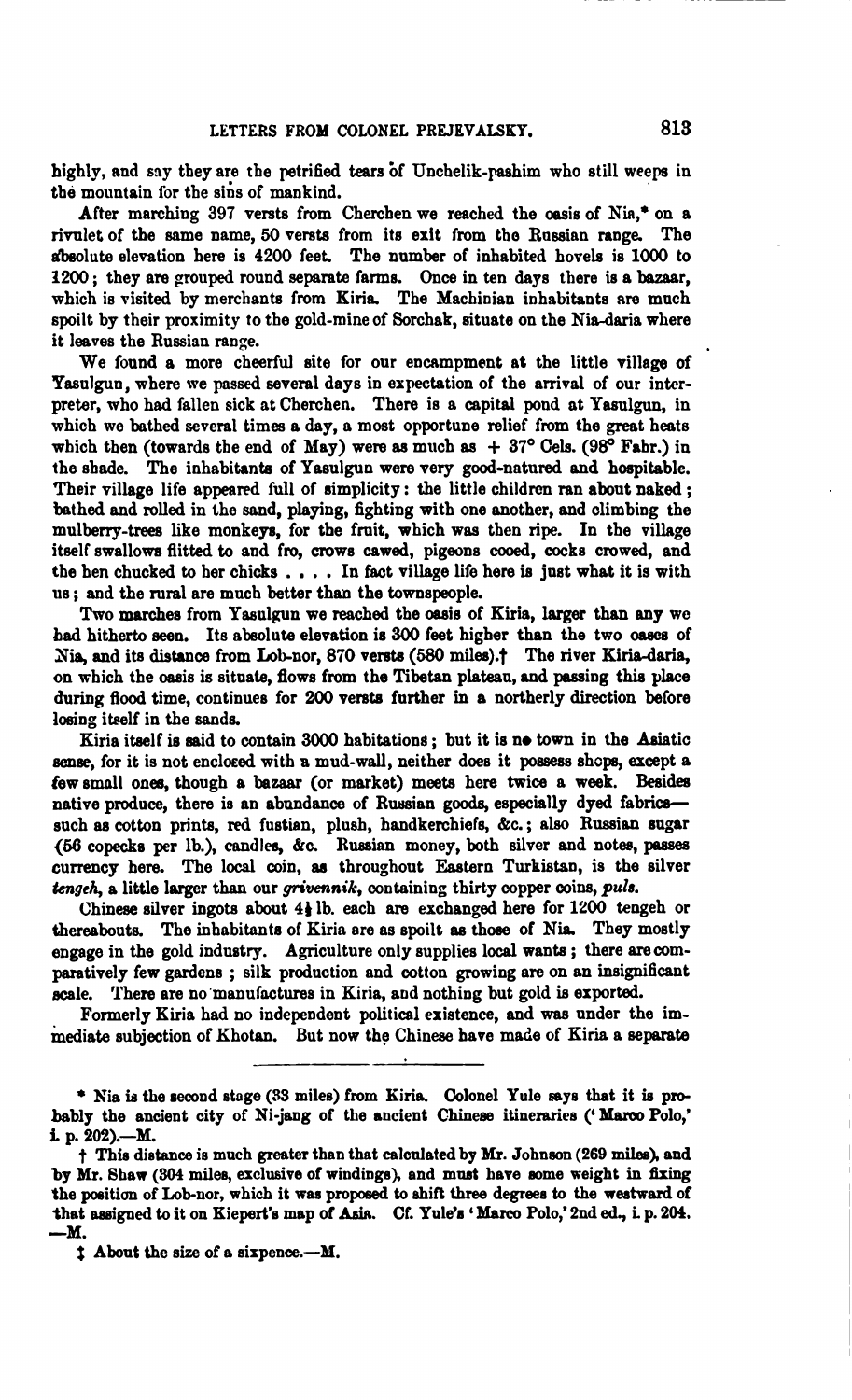highly, and say they are the petrified tears of Unchelik-pashim who still weeps in the mountain for the sins of mankind.

After marching 397 versts from Cherchen we reached the oasis of Nia,* on a rivulet of the same name, 50 versts from its exit from the Russian range. The absolute elevation here is 4200 feet. The number of inhabited hovels is 1000 to 1200; they are grouped round separate farms. Once in ten days there is a bazaar, which is visited by merchants from Kiria. The Machinian inhabitants are much spoilt by their proximity to the gold-mine of Sorchak, situate on the Nia-daria where it leaves the Russian range.

We found a more cheerful site for our encampment at the little village of Yasulgun, where we passed several days in expectation of the arrival of our interpreter, who had fallen sick at Cherchen. There is a capital pond at Yasulgun, in which we bathed several times a day, a most opportune relief from the great heats which then (towards the end of May) were as much as + 37° Cels. (98° Fahr.) in the shade. The inhabitants of Yasulgun were very good-natured and hospitable. Their village life appeared full of simplicity: the little children ran about naked; bathed and rolled in the sand, playing, fighting with one another, and climbing the mulberry-trees like monkeys, for the fruit, which was then ripe. In the village itself swallows flitted to and fro, crows cawed, pigeons cooed, cocks crowed, and the hen chucked to her chicks . . . . In fact village life here is just what it is with us; and the rural are much better than the townspeople.

Two marches from Yasulgun we reached the oasis of Kiria, larger than any we had hitherto seen. Its absolute elevation is 300 feet higher than the two oases of Nia, and its distance from Lob-nor, 870 versts (580 miles).† The river Kiria-daria, on which the oasis is situate, flows from the Tibetan plateau, and passing this place during flood time, continues for 200 versts further in a northerly direction before losing itself in the sands.

Kiria itself is said to contain 3000 habitations; but it is no town in the Asiatic sense, for it is not enclosed with a mud-wall, neither does it possess shops, except a few small ones, though a bazaar (or market) meets here twice a week. Besides native produce, there is an abundance of Russian goods, especially dyed fabrics—such as cotton prints, red fustian, plush, handkerchiefs, &c.; also Russian sugar (56 copecks per lb.), candles, &c. Russian money, both silver and notes, passes currency here. The local coin, as throughout Eastern Turkistan, is the silver *tengeh*, a little larger than our *grivennik*, containing thirty copper coins, *puls*.

Chinese silver ingots about 4½ lb. each are exchanged here for 1200 tengeh or thereabouts. The inhabitants of Kiria are as spoilt as those of Nia. They mostly engage in the gold industry. Agriculture only supplies local wants; there are comparatively few gardens; silk production and cotton growing are on an insignificant scale. There are no manufactures in Kiria, and nothing but gold is exported.

Formerly Kiria had no independent political existence, and was under the immediate subjection of Khotan. But now the Chinese have made of Kiria a separate

---

\* Nia is the second stage (33 miles) from Kiria. Colonel Yule says that it is probably the ancient city of Ni-jang of the ancient Chinese itineraries ('Marco Polo,' i. p. 202).—M.

† This distance is much greater than that calculated by Mr. Johnson (269 miles), and by Mr. Shaw (304 miles, exclusive of windings), and must have some weight in fixing the position of Lob-nor, which it was proposed to shift three degrees to the westward of that assigned to it on Kiepert's map of Asia. Cf. Yule's 'Marco Polo,' 2nd ed., i. p. 204.—M.

‡ About the size of a sixpence.—M.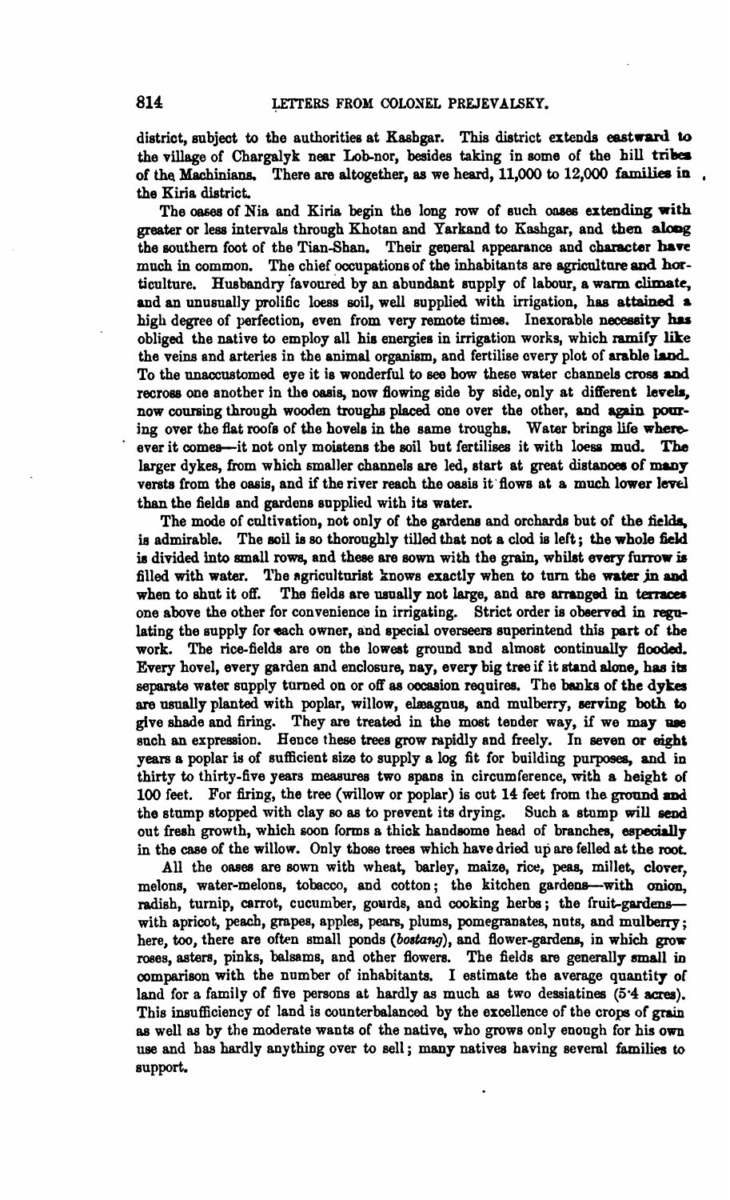district, subject to the authorities at Kashgar. This district extends eastward to the village of Chargalyk near Lob-nor, besides taking in some of the hill tribes of the Machinians. There are altogether, as we heard, 11,000 to 12,000 families in the Kiria district.

The oases of Nia and Kiria begin the long row of such oases extending with greater or less intervals through Khotan and Yarkand to Kashgar, and then along the southern foot of the Tian-Shan. Their general appearance and character have much in common. The chief occupations of the inhabitants are agriculture and horticulture. Husbandry favoured by an abundant supply of labour, a warm climate, and an unusually prolific loess soil, well supplied with irrigation, has attained a high degree of perfection, even from very remote times. Inexorable necessity has obliged the native to employ all his energies in irrigation works, which ramify like the veins and arteries in the animal organism, and fertilise every plot of arable land. To the unaccustomed eye it is wonderful to see how these water channels cross and recross one another in the oasis, now flowing side by side, only at different levels, now coursing through wooden troughs placed one over the other, and again pouring over the flat roofs of the hovels in the same troughs. Water brings life wherever it comes—it not only moistens the soil but fertilises it with loess mud. The larger dykes, from which smaller channels are led, start at great distances of many versts from the oasis, and if the river reach the oasis it flows at a much lower level than the fields and gardens supplied with its water.

The mode of cultivation, not only of the gardens and orchards but of the fields, is admirable. The soil is so thoroughly tilled that not a clod is left; the whole field is divided into small rows, and these are sown with the grain, whilst every furrow is filled with water. The agriculturist knows exactly when to turn the water in and when to shut it off. The fields are usually not large, and are arranged in terraces one above the other for convenience in irrigating. Strict order is observed in regulating the supply for each owner, and special overseers superintend this part of the work. The rice-fields are on the lowest ground and almost continually flooded. Every hovel, every garden and enclosure, nay, every big tree if it stand alone, has its separate water supply turned on or off as occasion requires. The banks of the dykes are usually planted with poplar, willow, elæagnus, and mulberry, serving both to give shade and firing. They are treated in the most tender way, if we may use such an expression. Hence these trees grow rapidly and freely. In seven or eight years a poplar is of sufficient size to supply a log fit for building purposes, and in thirty to thirty-five years measures two spans in circumference, with a height of 100 feet. For firing, the tree (willow or poplar) is cut 14 feet from the ground and the stump stopped with clay so as to prevent its drying. Such a stump will send out fresh growth, which soon forms a thick handsome head of branches, especially in the case of the willow. Only those trees which have dried up are felled at the root.

All the oases are sown with wheat, barley, maize, rice, peas, millet, clover, melons, water-melons, tobacco, and cotton; the kitchen gardens—with onion, radish, turnip, carrot, cucumber, gourds, and cooking herbs; the fruit-gardens—with apricot, peach, grapes, apples, pears, plums, pomegranates, nuts, and mulberry; here, too, there are often small ponds (*bostang*), and flower-gardens, in which grow roses, asters, pinks, balsams, and other flowers. The fields are generally small in comparison with the number of inhabitants. I estimate the average quantity of land for a family of five persons at hardly as much as two dessiatines (5·4 acres). This insufficiency of land is counterbalanced by the excellence of the crops of grain as well as by the moderate wants of the native, who grows only enough for his own use and has hardly anything over to sell; many natives having several families to support.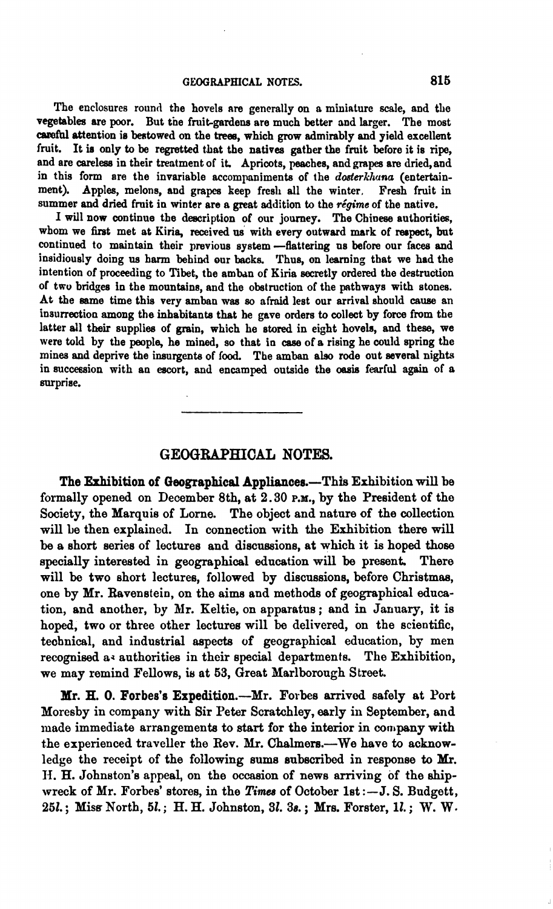The enclosures round the hovels are generally on a miniature scale, and the vegetables are poor. But the fruit-gardens are much better and larger. The most careful attention is bestowed on the trees, which grow admirably and yield excellent fruit. It is only to be regretted that the natives gather the fruit before it is ripe, and are careless in their treatment of it. Apricots, peaches, and grapes are dried, and in this form are the invariable accompaniments of the *dosterkhana* (entertainment). Apples, melons, and grapes keep fresh all the winter. Fresh fruit in summer and dried fruit in winter are a great addition to the *régime* of the native.

I will now continue the description of our journey. The Chinese authorities, whom we first met at Kiria, received us with every outward mark of respect, but continued to maintain their previous system—flattering us before our faces and insidiously doing us harm behind our backs. Thus, on learning that we had the intention of proceeding to Tibet, the amban of Kiria secretly ordered the destruction of two bridges in the mountains, and the obstruction of the pathways with stones. At the same time this very amban was so afraid lest our arrival should cause an insurrection among the inhabitants that he gave orders to collect by force from the latter all their supplies of grain, which he stored in eight hovels, and these, we were told by the people, he mined, so that in case of a rising he could spring the mines and deprive the insurgents of food. The amban also rode out several nights in succession with an escort, and encamped outside the oasis fearful again of a surprise.

---

## GEOGRAPHICAL NOTES.

**The Exhibition of Geographical Appliances.**—This Exhibition will be formally opened on December 8th, at 2.30 P.M., by the President of the Society, the Marquis of Lorne. The object and nature of the collection will be then explained. In connection with the Exhibition there will be a short series of lectures and discussions, at which it is hoped those specially interested in geographical education will be present. There will be two short lectures, followed by discussions, before Christmas, one by Mr. Ravenstein, on the aims and methods of geographical education, and another, by Mr. Keltie, on apparatus; and in January, it is hoped, two or three other lectures will be delivered, on the scientific, technical, and industrial aspects of geographical education, by men recognised as authorities in their special departments. The Exhibition, we may remind Fellows, is at 53, Great Marlborough Street.

**Mr. H. O. Forbes's Expedition.**—Mr. Forbes arrived safely at Port Moresby in company with Sir Peter Scratchley, early in September, and made immediate arrangements to start for the interior in company with the experienced traveller the Rev. Mr. Chalmers.—We have to acknowledge the receipt of the following sums subscribed in response to Mr. H. H. Johnston's appeal, on the occasion of news arriving of the shipwreck of Mr. Forbes' stores, in the *Times* of October 1st:—J. S. Budgett, 25*l.*; Miss North, 5*l.*; H. H. Johnston, 3*l.* 3*s.*; Mrs. Forster, 1*l.*; W. W.